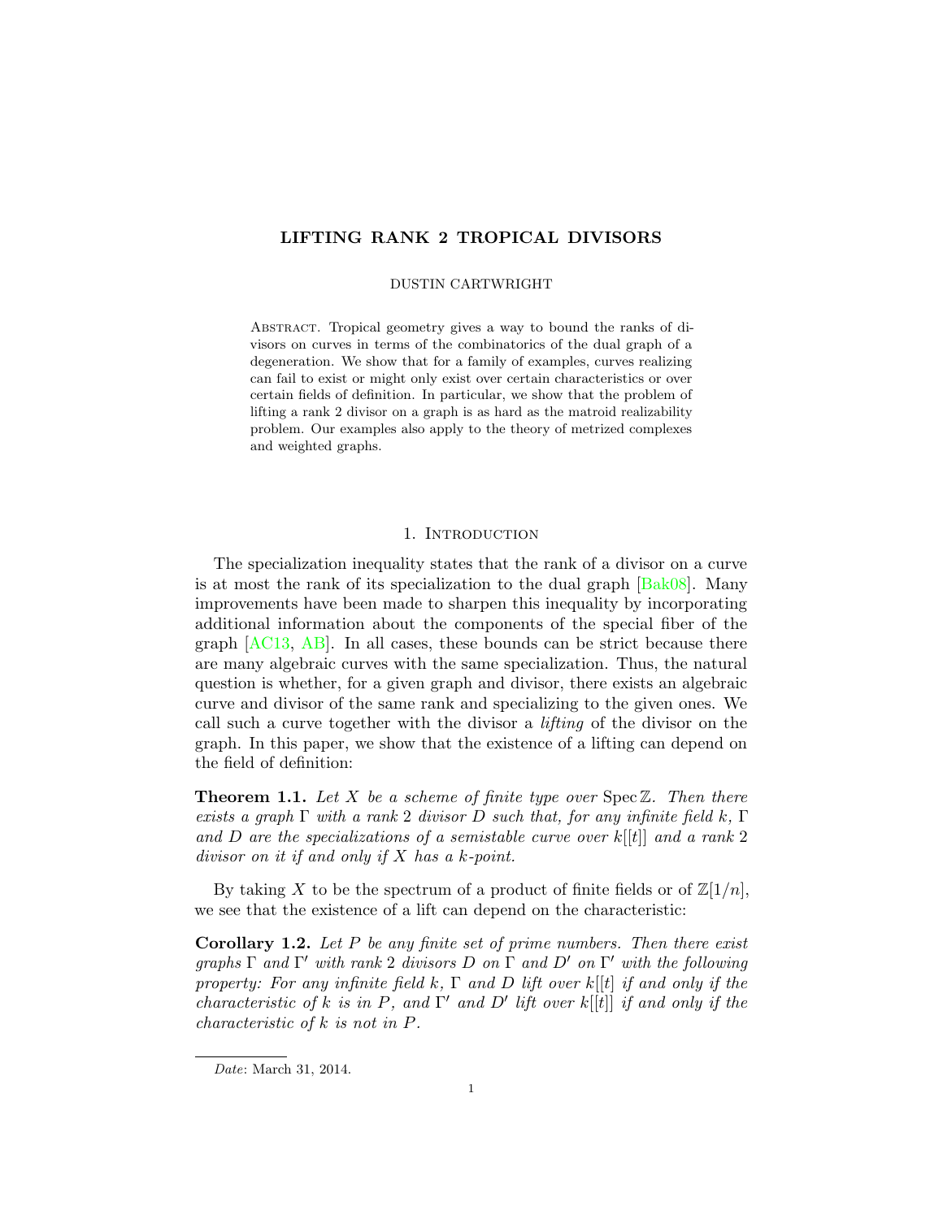# LIFTING RANK 2 TROPICAL DIVISORS

DUSTIN CARTWRIGHT

ABSTRACT. Tropical geometry gives a way to bound the ranks of divisors on curves in terms of the combinatorics of the dual graph of a degeneration. We show that for a family of examples, curves realizing can fail to exist or might only exist over certain characteristics or over certain fields of definition. In particular, we show that the problem of lifting a rank 2 divisor on a graph is as hard as the matroid realizability problem. Our examples also apply to the theory of metrized complexes and weighted graphs.

## 1. Introduction

The specialization inequality states that the rank of a divisor on a curve is at most the rank of its specialization to the dual graph [Bak08]. Many improvements have been made to sharpen this inequality by incorporating additional information about the components of the special fiber of the graph [AC13, AB]. In all cases, these bounds can be strict because there are many algebraic curves with the same specialization. Thus, the natural question is whether, for a given graph and divisor, there exists an algebraic curve and divisor of the same rank and specializing to the given ones. We call such a curve together with the divisor a *lifting* of the divisor on the graph. In this paper, we show that the existence of a lifting can depend on the field of definition:

**Theorem 1.1.** *Let $X$ be a scheme of finite type over $\operatorname{Spec} \mathbb{Z}$. Then there exists a graph $\Gamma$ with a rank 2 divisor $D$ such that, for any infinite field $k$, $\Gamma$ and $D$ are the specializations of a semistable curve over $k[[t]]$ and a rank 2 divisor on it if and only if $X$ has a $k$-point.*

By taking $X$ to be the spectrum of a product of finite fields or of $\mathbb{Z}[1/n]$, we see that the existence of a lift can depend on the characteristic:

**Corollary 1.2.** *Let $P$ be any finite set of prime numbers. Then there exist graphs $\Gamma$ and $\Gamma'$ with rank 2 divisors $D$ on $\Gamma$ and $D'$ on $\Gamma'$ with the following property: For any infinite field $k$, $\Gamma$ and $D$ lift over $k[[t]$ if and only if the characteristic of $k$ is in $P$, and $\Gamma'$ and $D'$ lift over $k[[t]]$ if and only if the characteristic of $k$ is not in $P$.*

*Date*: March 31, 2014.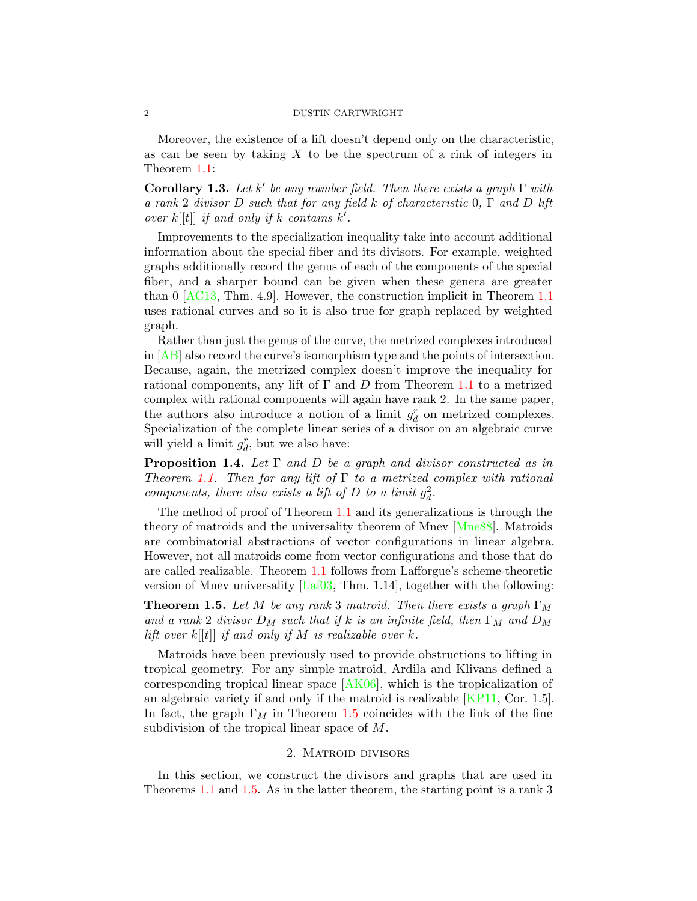Moreover, the existence of a lift doesn't depend only on the characteristic, as can be seen by taking $X$ to be the spectrum of a rink of integers in Theorem 1.1:

**Corollary 1.3.** *Let $k'$ be any number field. Then there exists a graph $\Gamma$ with a rank 2 divisor $D$ such that for any field $k$ of characteristic 0, $\Gamma$ and $D$ lift over $k[[t]]$ if and only if $k$ contains $k'$.*

Improvements to the specialization inequality take into account additional information about the special fiber and its divisors. For example, weighted graphs additionally record the genus of each of the components of the special fiber, and a sharper bound can be given when these genera are greater than 0 [AC13, Thm. 4.9]. However, the construction implicit in Theorem 1.1 uses rational curves and so it is also true for graph replaced by weighted graph.

Rather than just the genus of the curve, the metrized complexes introduced in [AB] also record the curve's isomorphism type and the points of intersection. Because, again, the metrized complex doesn't improve the inequality for rational components, any lift of $\Gamma$ and $D$ from Theorem 1.1 to a metrized complex with rational components will again have rank 2. In the same paper, the authors also introduce a notion of a limit $g^r_d$ on metrized complexes. Specialization of the complete linear series of a divisor on an algebraic curve will yield a limit $g^r_d$, but we also have:

**Proposition 1.4.** *Let $\Gamma$ and $D$ be a graph and divisor constructed as in Theorem 1.1. Then for any lift of $\Gamma$ to a metrized complex with rational components, there also exists a lift of $D$ to a limit $g^2_d$.*

The method of proof of Theorem 1.1 and its generalizations is through the theory of matroids and the universality theorem of Mnev [Mne88]. Matroids are combinatorial abstractions of vector configurations in linear algebra. However, not all matroids come from vector configurations and those that do are called realizable. Theorem 1.1 follows from Lafforgue's scheme-theoretic version of Mnev universality [Laf03, Thm. 1.14], together with the following:

**Theorem 1.5.** *Let $M$ be any rank 3 matroid. Then there exists a graph $\Gamma_M$ and a rank 2 divisor $D_M$ such that if $k$ is an infinite field, then $\Gamma_M$ and $D_M$ lift over $k[[t]]$ if and only if $M$ is realizable over $k$.*

Matroids have been previously used to provide obstructions to lifting in tropical geometry. For any simple matroid, Ardila and Klivans defined a corresponding tropical linear space [AK06], which is the tropicalization of an algebraic variety if and only if the matroid is realizable [KP11, Cor. 1.5]. In fact, the graph $\Gamma_M$ in Theorem 1.5 coincides with the link of the fine subdivision of the tropical linear space of $M$.

## 2. Matroid divisors

In this section, we construct the divisors and graphs that are used in Theorems 1.1 and 1.5. As in the latter theorem, the starting point is a rank 3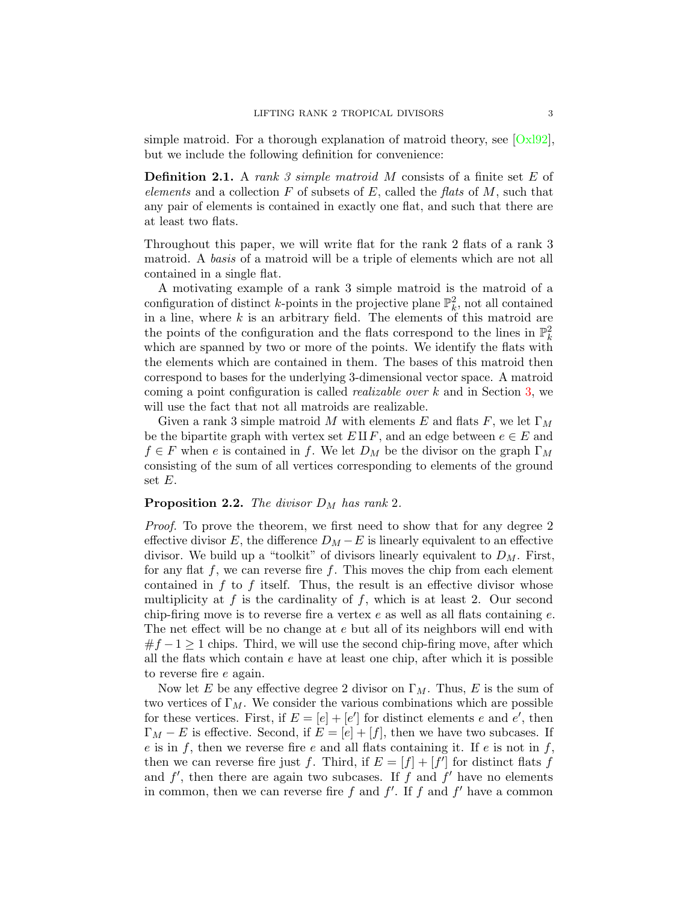simple matroid. For a thorough explanation of matroid theory, see [Oxl92], but we include the following definition for convenience:

**Definition 2.1.** A *rank 3 simple matroid* $M$ consists of a finite set $E$ of *elements* and a collection $F$ of subsets of $E$, called the *flats* of $M$, such that any pair of elements is contained in exactly one flat, and such that there are at least two flats.

Throughout this paper, we will write flat for the rank 2 flats of a rank 3 matroid. A *basis* of a matroid will be a triple of elements which are not all contained in a single flat.

A motivating example of a rank 3 simple matroid is the matroid of a configuration of distinct $k$-points in the projective plane $\mathbb{P}^2_k$, not all contained in a line, where $k$ is an arbitrary field. The elements of this matroid are the points of the configuration and the flats correspond to the lines in $\mathbb{P}^2_k$ which are spanned by two or more of the points. We identify the flats with the elements which are contained in them. The bases of this matroid then correspond to bases for the underlying 3-dimensional vector space. A matroid coming a point configuration is called *realizable over* $k$ and in Section 3, we will use the fact that not all matroids are realizable.

Given a rank 3 simple matroid $M$ with elements $E$ and flats $F$, we let $\Gamma_M$ be the bipartite graph with vertex set $E \amalg F$, and an edge between $e \in E$ and $f \in F$ when $e$ is contained in $f$. We let $D_M$ be the divisor on the graph $\Gamma_M$ consisting of the sum of all vertices corresponding to elements of the ground set $E$.

**Proposition 2.2.** *The divisor $D_M$ has rank 2.*

*Proof.* To prove the theorem, we first need to show that for any degree 2 effective divisor $E$, the difference $D_M - E$ is linearly equivalent to an effective divisor. We build up a "toolkit" of divisors linearly equivalent to $D_M$. First, for any flat $f$, we can reverse fire $f$. This moves the chip from each element contained in $f$ to $f$ itself. Thus, the result is an effective divisor whose multiplicity at $f$ is the cardinality of $f$, which is at least 2. Our second chip-firing move is to reverse fire a vertex $e$ as well as all flats containing $e$. The net effect will be no change at $e$ but all of its neighbors will end with $\#f - 1 \geq 1$ chips. Third, we will use the second chip-firing move, after which all the flats which contain $e$ have at least one chip, after which it is possible to reverse fire $e$ again.

Now let $E$ be any effective degree 2 divisor on $\Gamma_M$. Thus, $E$ is the sum of two vertices of $\Gamma_M$. We consider the various combinations which are possible for these vertices. First, if $E = [e] + [e']$ for distinct elements $e$ and $e'$, then $\Gamma_M - E$ is effective. Second, if $E = [e] + [f]$, then we have two subcases. If $e$ is in $f$, then we reverse fire $e$ and all flats containing it. If $e$ is not in $f$, then we can reverse fire just $f$. Third, if $E = [f] + [f']$ for distinct flats $f$ and $f'$, then there are again two subcases. If $f$ and $f'$ have no elements in common, then we can reverse fire $f$ and $f'$. If $f$ and $f'$ have a common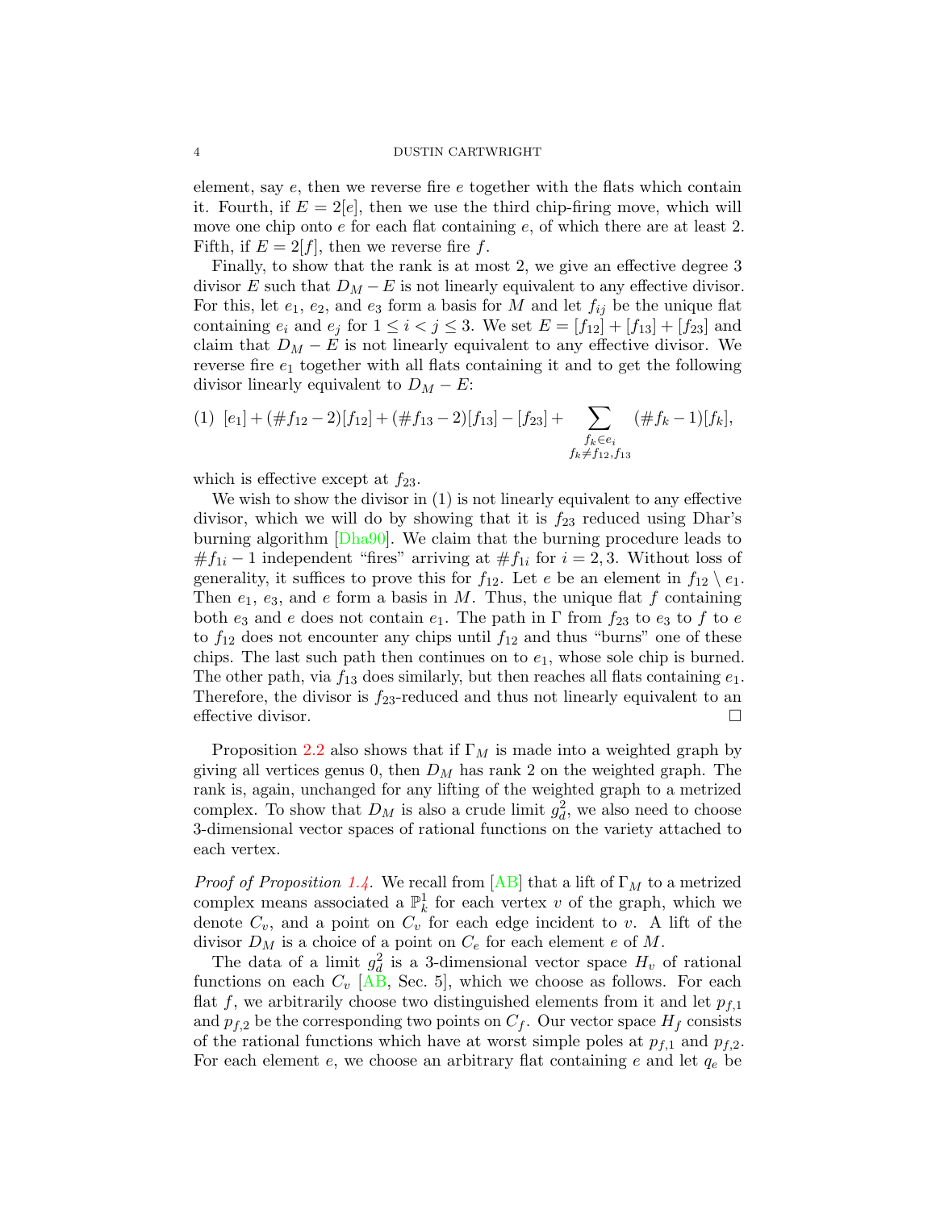element, say $e$, then we reverse fire $e$ together with the flats which contain it. Fourth, if $E = 2[e]$, then we use the third chip-firing move, which will move one chip onto $e$ for each flat containing $e$, of which there are at least 2. Fifth, if $E = 2[f]$, then we reverse fire $f$.

Finally, to show that the rank is at most 2, we give an effective degree 3 divisor $E$ such that $D_M - E$ is not linearly equivalent to any effective divisor. For this, let $e_1$, $e_2$, and $e_3$ form a basis for $M$ and let $f_{ij}$ be the unique flat containing $e_i$ and $e_j$ for $1 \leq i < j \leq 3$. We set $E = [f_{12}] + [f_{13}] + [f_{23}]$ and claim that $D_M - E$ is not linearly equivalent to any effective divisor. We reverse fire $e_1$ together with all flats containing it and to get the following divisor linearly equivalent to $D_M - E$:

$$[e_1] + (\#f_{12} - 2)[f_{12}] + (\#f_{13} - 2)[f_{13}] - [f_{23}] + \sum_{\substack{f_k \in e_i \\ f_k \neq f_{12}, f_{13}}} (\#f_k - 1)[f_k], \tag{1}$$

which is effective except at $f_{23}$.

We wish to show the divisor in (1) is not linearly equivalent to any effective divisor, which we will do by showing that it is $f_{23}$ reduced using Dhar's burning algorithm [Dha90]. We claim that the burning procedure leads to $\#f_{1i} - 1$ independent "fires" arriving at $\#f_{1i}$ for $i = 2, 3$. Without loss of generality, it suffices to prove this for $f_{12}$. Let $e$ be an element in $f_{12} \setminus e_1$. Then $e_1$, $e_3$, and $e$ form a basis in $M$. Thus, the unique flat $f$ containing both $e_3$ and $e$ does not contain $e_1$. The path in $\Gamma$ from $f_{23}$ to $e_3$ to $f$ to $e$ to $f_{12}$ does not encounter any chips until $f_{12}$ and thus "burns" one of these chips. The last such path then continues on to $e_1$, whose sole chip is burned. The other path, via $f_{13}$ does similarly, but then reaches all flats containing $e_1$. Therefore, the divisor is $f_{23}$-reduced and thus not linearly equivalent to an effective divisor. □

Proposition 2.2 also shows that if $\Gamma_M$ is made into a weighted graph by giving all vertices genus 0, then $D_M$ has rank 2 on the weighted graph. The rank is, again, unchanged for any lifting of the weighted graph to a metrized complex. To show that $D_M$ is also a crude limit $g^2_d$, we also need to choose 3-dimensional vector spaces of rational functions on the variety attached to each vertex.

*Proof of Proposition 1.4.* We recall from [AB] that a lift of $\Gamma_M$ to a metrized complex means associated a $\mathbb{P}^1_k$ for each vertex $v$ of the graph, which we denote $C_v$, and a point on $C_v$ for each edge incident to $v$. A lift of the divisor $D_M$ is a choice of a point on $C_e$ for each element $e$ of $M$.

The data of a limit $g^2_d$ is a 3-dimensional vector space $H_v$ of rational functions on each $C_v$ [AB, Sec. 5], which we choose as follows. For each flat $f$, we arbitrarily choose two distinguished elements from it and let $p_{f,1}$ and $p_{f,2}$ be the corresponding two points on $C_f$. Our vector space $H_f$ consists of the rational functions which have at worst simple poles at $p_{f,1}$ and $p_{f,2}$. For each element $e$, we choose an arbitrary flat containing $e$ and let $q_e$ be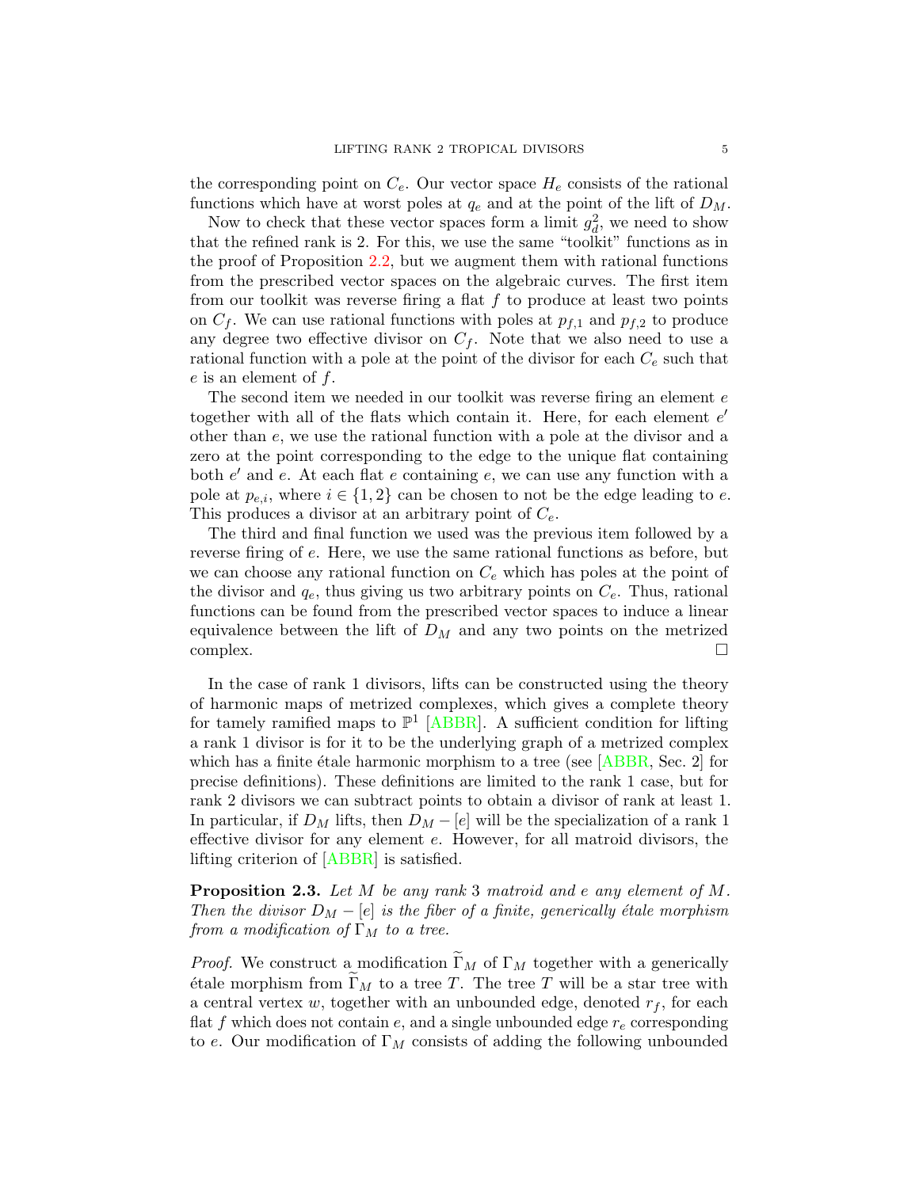the corresponding point on $C_e$. Our vector space $H_e$ consists of the rational functions which have at worst poles at $q_e$ and at the point of the lift of $D_M$.

Now to check that these vector spaces form a limit $g^2_d$, we need to show that the refined rank is 2. For this, we use the same "toolkit" functions as in the proof of Proposition 2.2, but we augment them with rational functions from the prescribed vector spaces on the algebraic curves. The first item from our toolkit was reverse firing a flat $f$ to produce at least two points on $C_f$. We can use rational functions with poles at $p_{f,1}$ and $p_{f,2}$ to produce any degree two effective divisor on $C_f$. Note that we also need to use a rational function with a pole at the point of the divisor for each $C_e$ such that $e$ is an element of $f$.

The second item we needed in our toolkit was reverse firing an element $e$ together with all of the flats which contain it. Here, for each element $e'$ other than $e$, we use the rational function with a pole at the divisor and a zero at the point corresponding to the edge to the unique flat containing both $e'$ and $e$. At each flat $e$ containing $e$, we can use any function with a pole at $p_{e,i}$, where $i \in \{1, 2\}$ can be chosen to not be the edge leading to $e$. This produces a divisor at an arbitrary point of $C_e$.

The third and final function we used was the previous item followed by a reverse firing of $e$. Here, we use the same rational functions as before, but we can choose any rational function on $C_e$ which has poles at the point of the divisor and $q_e$, thus giving us two arbitrary points on $C_e$. Thus, rational functions can be found from the prescribed vector spaces to induce a linear equivalence between the lift of $D_M$ and any two points on the metrized complex. □

In the case of rank 1 divisors, lifts can be constructed using the theory of harmonic maps of metrized complexes, which gives a complete theory for tamely ramified maps to $\mathbb{P}^1$ [ABBR]. A sufficient condition for lifting a rank 1 divisor is for it to be the underlying graph of a metrized complex which has a finite étale harmonic morphism to a tree (see [ABBR, Sec. 2] for precise definitions). These definitions are limited to the rank 1 case, but for rank 2 divisors we can subtract points to obtain a divisor of rank at least 1. In particular, if $D_M$ lifts, then $D_M - [e]$ will be the specialization of a rank 1 effective divisor for any element $e$. However, for all matroid divisors, the lifting criterion of [ABBR] is satisfied.

**Proposition 2.3.** *Let $M$ be any rank 3 matroid and $e$ any element of $M$. Then the divisor $D_M - [e]$ is the fiber of a finite, generically étale morphism from a modification of $\Gamma_M$ to a tree.*

*Proof.* We construct a modification $\widetilde{\Gamma}_M$ of $\Gamma_M$ together with a generically étale morphism from $\widetilde{\Gamma}_M$ to a tree $T$. The tree $T$ will be a star tree with a central vertex $w$, together with an unbounded edge, denoted $r_f$, for each flat $f$ which does not contain $e$, and a single unbounded edge $r_e$ corresponding to $e$. Our modification of $\Gamma_M$ consists of adding the following unbounded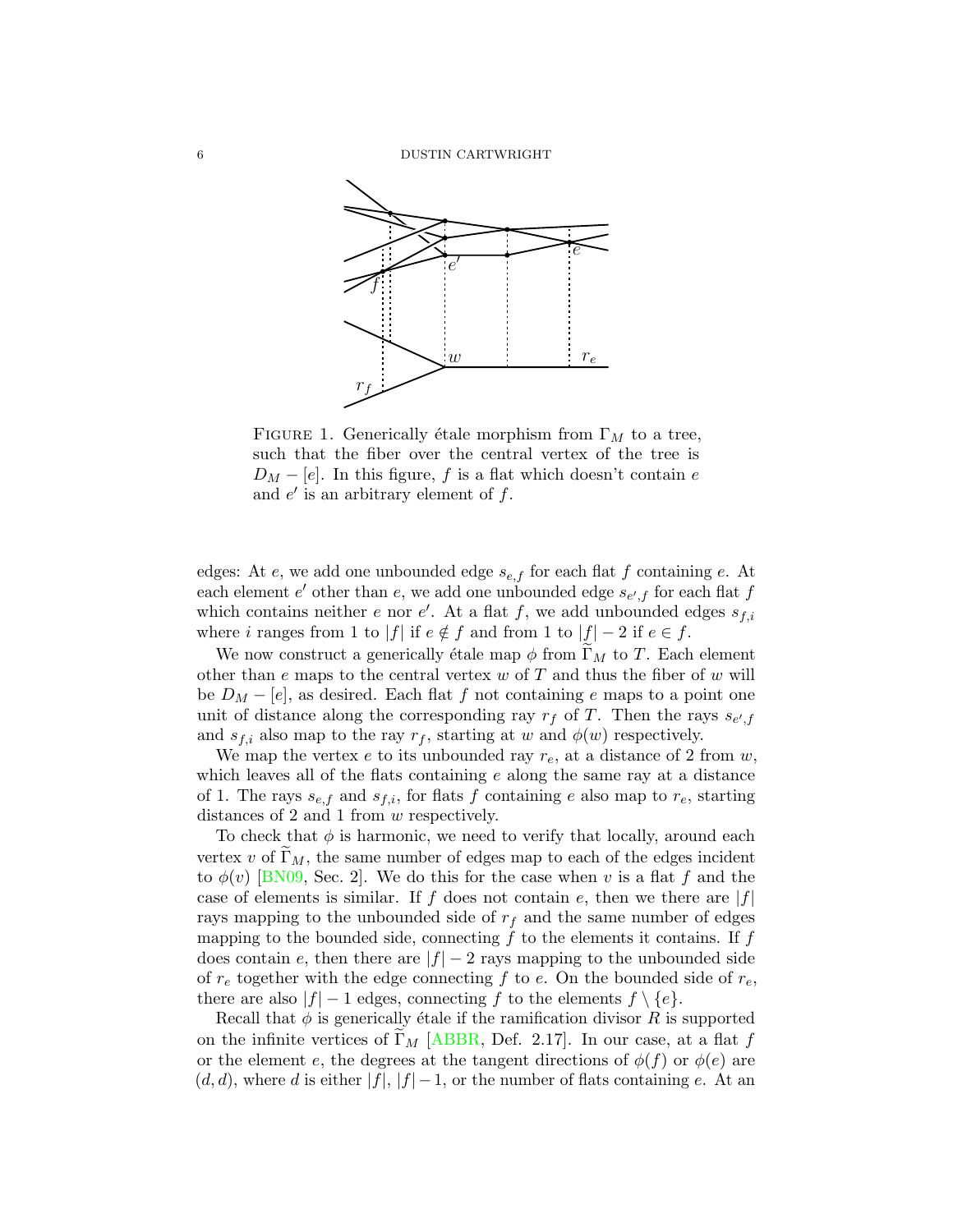FIGURE 1. Generically étale morphism from $\Gamma_M$ to a tree, such that the fiber over the central vertex of the tree is $D_M - [e]$. In this figure, $f$ is a flat which doesn't contain $e$ and $e'$ is an arbitrary element of $f$.

edges: At $e$, we add one unbounded edge $s_{e,f}$ for each flat $f$ containing $e$. At each element $e'$ other than $e$, we add one unbounded edge $s_{e',f}$ for each flat $f$ which contains neither $e$ nor $e'$. At a flat $f$, we add unbounded edges $s_{f,i}$ where $i$ ranges from 1 to $|f|$ if $e \notin f$ and from 1 to $|f| - 2$ if $e \in f$.

We now construct a generically étale map $\phi$ from $\widetilde{\Gamma}_M$ to $T$. Each element other than $e$ maps to the central vertex $w$ of $T$ and thus the fiber of $w$ will be $D_M - [e]$, as desired. Each flat $f$ not containing $e$ maps to a point one unit of distance along the corresponding ray $r_f$ of $T$. Then the rays $s_{e',f}$ and $s_{f,i}$ also map to the ray $r_f$, starting at $w$ and $\phi(w)$ respectively.

We map the vertex $e$ to its unbounded ray $r_e$, at a distance of 2 from $w$, which leaves all of the flats containing $e$ along the same ray at a distance of 1. The rays $s_{e,f}$ and $s_{f,i}$, for flats $f$ containing $e$ also map to $r_e$, starting distances of 2 and 1 from $w$ respectively.

To check that $\phi$ is harmonic, we need to verify that locally, around each vertex $v$ of $\widetilde{\Gamma}_M$, the same number of edges map to each of the edges incident to $\phi(v)$ [BN09, Sec. 2]. We do this for the case when $v$ is a flat $f$ and the case of elements is similar. If $f$ does not contain $e$, then we there are $|f|$ rays mapping to the unbounded side of $r_f$ and the same number of edges mapping to the bounded side, connecting $f$ to the elements it contains. If $f$ does contain $e$, then there are $|f| - 2$ rays mapping to the unbounded side of $r_e$ together with the edge connecting $f$ to $e$. On the bounded side of $r_e$, there are also $|f| - 1$ edges, connecting $f$ to the elements $f \setminus \{e\}$.

Recall that $\phi$ is generically étale if the ramification divisor $R$ is supported on the infinite vertices of $\widetilde{\Gamma}_M$ [ABBR, Def. 2.17]. In our case, at a flat $f$ or the element $e$, the degrees at the tangent directions of $\phi(f)$ or $\phi(e)$ are $(d, d)$, where $d$ is either $|f|$, $|f| - 1$, or the number of flats containing $e$. At an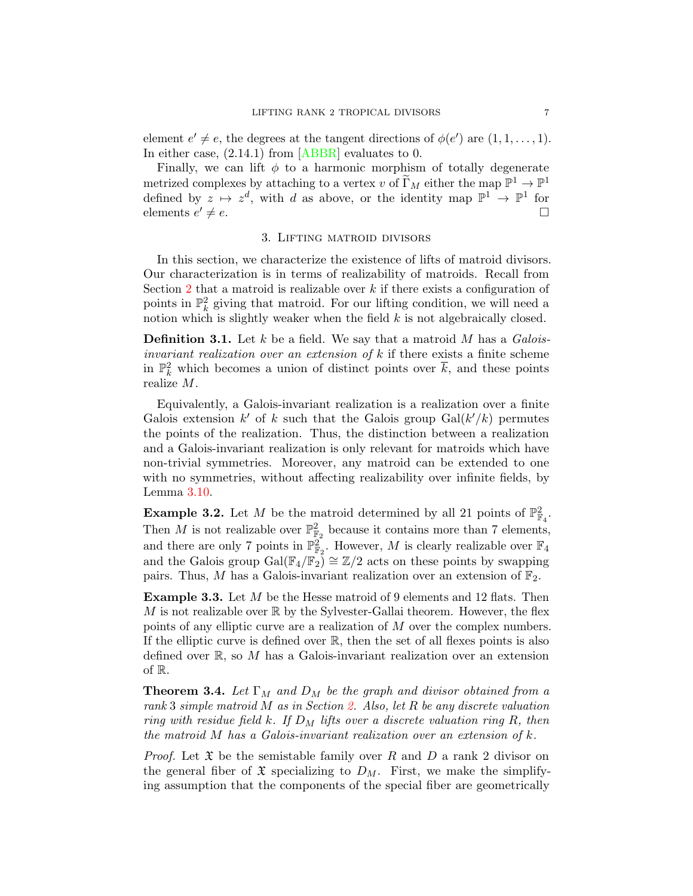element $e' \neq e$, the degrees at the tangent directions of $\phi(e')$ are $(1, 1, \ldots, 1)$. In either case, (2.14.1) from [ABBR] evaluates to 0.

Finally, we can lift $\phi$ to a harmonic morphism of totally degenerate metrized complexes by attaching to a vertex $v$ of $\widetilde{\Gamma}_M$ either the map $\mathbb{P}^1 \to \mathbb{P}^1$ defined by $z \mapsto z^d$, with $d$ as above, or the identity map $\mathbb{P}^1 \to \mathbb{P}^1$ for elements $e' \neq e$. □

## 3. Lifting matroid divisors

In this section, we characterize the existence of lifts of matroid divisors. Our characterization is in terms of realizability of matroids. Recall from Section 2 that a matroid is realizable over $k$ if there exists a configuration of points in $\mathbb{P}^2_k$ giving that matroid. For our lifting condition, we will need a notion which is slightly weaker when the field $k$ is not algebraically closed.

**Definition 3.1.** Let $k$ be a field. We say that a matroid $M$ has a *Galois-invariant realization over an extension of* $k$ if there exists a finite scheme in $\mathbb{P}^2_k$ which becomes a union of distinct points over $\overline{k}$, and these points realize $M$.

Equivalently, a Galois-invariant realization is a realization over a finite Galois extension $k'$ of $k$ such that the Galois group $\mathrm{Gal}(k'/k)$ permutes the points of the realization. Thus, the distinction between a realization and a Galois-invariant realization is only relevant for matroids which have non-trivial symmetries. Moreover, any matroid can be extended to one with no symmetries, without affecting realizability over infinite fields, by Lemma 3.10.

**Example 3.2.** Let $M$ be the matroid determined by all 21 points of $\mathbb{P}^2_{\mathbb{F}_4}$. Then $M$ is not realizable over $\mathbb{P}^2_{\mathbb{F}_2}$ because it contains more than 7 elements, and there are only 7 points in $\mathbb{P}^2_{\mathbb{F}_2}$. However, $M$ is clearly realizable over $\mathbb{F}_4$ and the Galois group $\mathrm{Gal}(\mathbb{F}_4/\mathbb{F}_2) \cong \mathbb{Z}/2$ acts on these points by swapping pairs. Thus, $M$ has a Galois-invariant realization over an extension of $\mathbb{F}_2$.

**Example 3.3.** Let $M$ be the Hesse matroid of 9 elements and 12 flats. Then $M$ is not realizable over $\mathbb{R}$ by the Sylvester-Gallai theorem. However, the flex points of any elliptic curve are a realization of $M$ over the complex numbers. If the elliptic curve is defined over $\mathbb{R}$, then the set of all flexes points is also defined over $\mathbb{R}$, so $M$ has a Galois-invariant realization over an extension of $\mathbb{R}$.

**Theorem 3.4.** *Let $\Gamma_M$ and $D_M$ be the graph and divisor obtained from a rank 3 simple matroid $M$ as in Section 2. Also, let $R$ be any discrete valuation ring with residue field $k$. If $D_M$ lifts over a discrete valuation ring $R$, then the matroid $M$ has a Galois-invariant realization over an extension of $k$.*

*Proof.* Let $\mathfrak{X}$ be the semistable family over $R$ and $D$ a rank 2 divisor on the general fiber of $\mathfrak{X}$ specializing to $D_M$. First, we make the simplifying assumption that the components of the special fiber are geometrically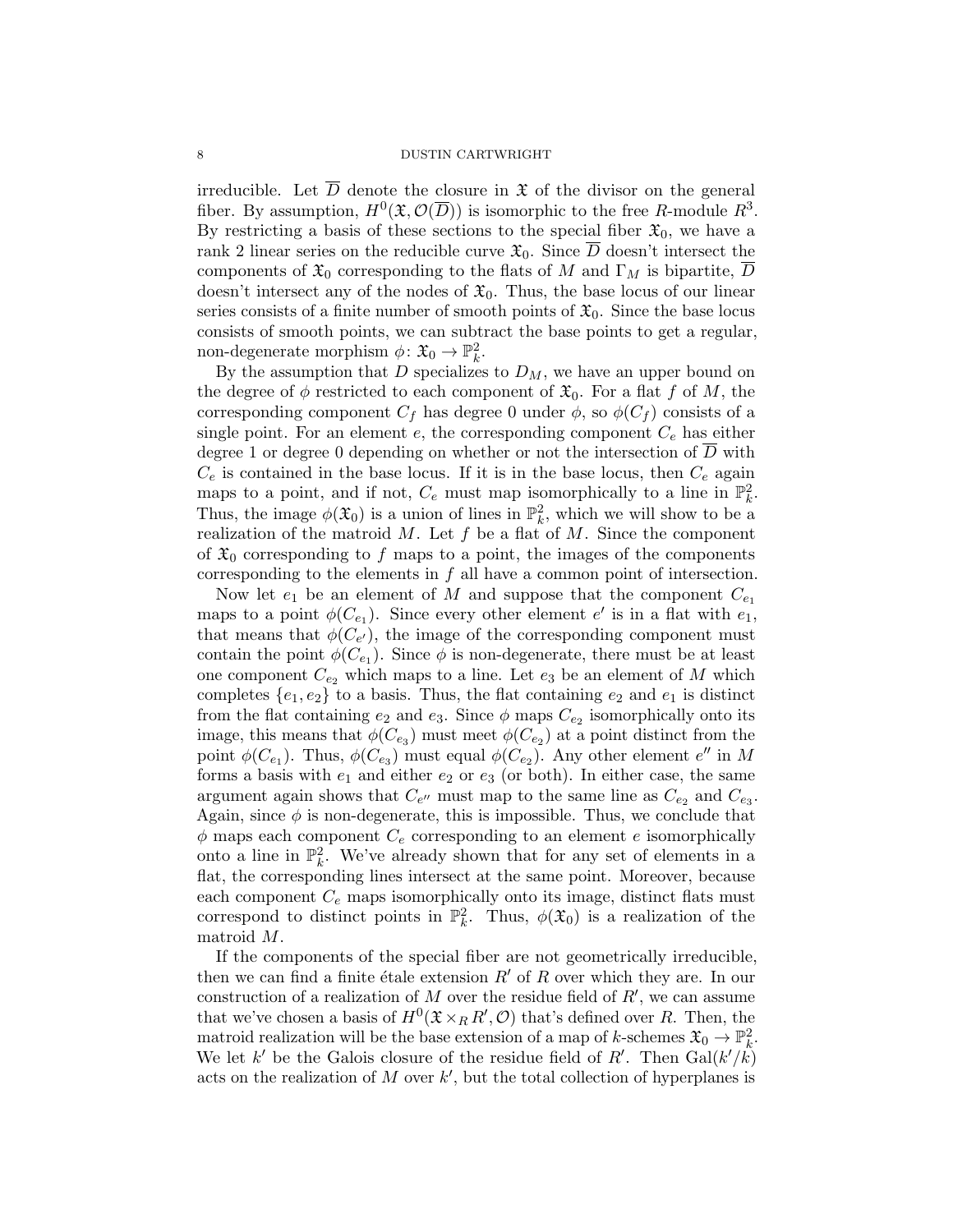irreducible. Let $\overline{D}$ denote the closure in $\mathfrak{X}$ of the divisor on the general fiber. By assumption, $H^0(\mathfrak{X}, \mathcal{O}(\overline{D}))$ is isomorphic to the free $R$-module $R^3$. By restricting a basis of these sections to the special fiber $\mathfrak{X}_0$, we have a rank 2 linear series on the reducible curve $\mathfrak{X}_0$. Since $\overline{D}$ doesn't intersect the components of $\mathfrak{X}_0$ corresponding to the flats of $M$ and $\Gamma_M$ is bipartite, $\overline{D}$ doesn't intersect any of the nodes of $\mathfrak{X}_0$. Thus, the base locus of our linear series consists of a finite number of smooth points of $\mathfrak{X}_0$. Since the base locus consists of smooth points, we can subtract the base points to get a regular, non-degenerate morphism $\phi\colon \mathfrak{X}_0 \to \mathbb{P}^2_k$.

By the assumption that $D$ specializes to $D_M$, we have an upper bound on the degree of $\phi$ restricted to each component of $\mathfrak{X}_0$. For a flat $f$ of $M$, the corresponding component $C_f$ has degree 0 under $\phi$, so $\phi(C_f)$ consists of a single point. For an element $e$, the corresponding component $C_e$ has either degree 1 or degree 0 depending on whether or not the intersection of $\overline{D}$ with $C_e$ is contained in the base locus. If it is in the base locus, then $C_e$ again maps to a point, and if not, $C_e$ must map isomorphically to a line in $\mathbb{P}^2_k$. Thus, the image $\phi(\mathfrak{X}_0)$ is a union of lines in $\mathbb{P}^2_k$, which we will show to be a realization of the matroid $M$. Let $f$ be a flat of $M$. Since the component of $\mathfrak{X}_0$ corresponding to $f$ maps to a point, the images of the components corresponding to the elements in $f$ all have a common point of intersection.

Now let $e_1$ be an element of $M$ and suppose that the component $C_{e_1}$ maps to a point $\phi(C_{e_1})$. Since every other element $e'$ is in a flat with $e_1$, that means that $\phi(C_{e'})$, the image of the corresponding component must contain the point $\phi(C_{e_1})$. Since $\phi$ is non-degenerate, there must be at least one component $C_{e_2}$ which maps to a line. Let $e_3$ be an element of $M$ which completes $\{e_1, e_2\}$ to a basis. Thus, the flat containing $e_2$ and $e_1$ is distinct from the flat containing $e_2$ and $e_3$. Since $\phi$ maps $C_{e_2}$ isomorphically onto its image, this means that $\phi(C_{e_3})$ must meet $\phi(C_{e_2})$ at a point distinct from the point $\phi(C_{e_1})$. Thus, $\phi(C_{e_3})$ must equal $\phi(C_{e_2})$. Any other element $e''$ in $M$ forms a basis with $e_1$ and either $e_2$ or $e_3$ (or both). In either case, the same argument again shows that $C_{e''}$ must map to the same line as $C_{e_2}$ and $C_{e_3}$. Again, since $\phi$ is non-degenerate, this is impossible. Thus, we conclude that $\phi$ maps each component $C_e$ corresponding to an element $e$ isomorphically onto a line in $\mathbb{P}^2_k$. We've already shown that for any set of elements in a flat, the corresponding lines intersect at the same point. Moreover, because each component $C_e$ maps isomorphically onto its image, distinct flats must correspond to distinct points in $\mathbb{P}^2_k$. Thus, $\phi(\mathfrak{X}_0)$ is a realization of the matroid $M$.

If the components of the special fiber are not geometrically irreducible, then we can find a finite étale extension $R'$ of $R$ over which they are. In our construction of a realization of $M$ over the residue field of $R'$, we can assume that we've chosen a basis of $H^0(\mathfrak{X} \times_R R', \mathcal{O})$ that's defined over $R$. Then, the matroid realization will be the base extension of a map of $k$-schemes $\mathfrak{X}_0 \to \mathbb{P}^2_k$. We let $k'$ be the Galois closure of the residue field of $R'$. Then $\mathrm{Gal}(k'/k)$ acts on the realization of $M$ over $k'$, but the total collection of hyperplanes is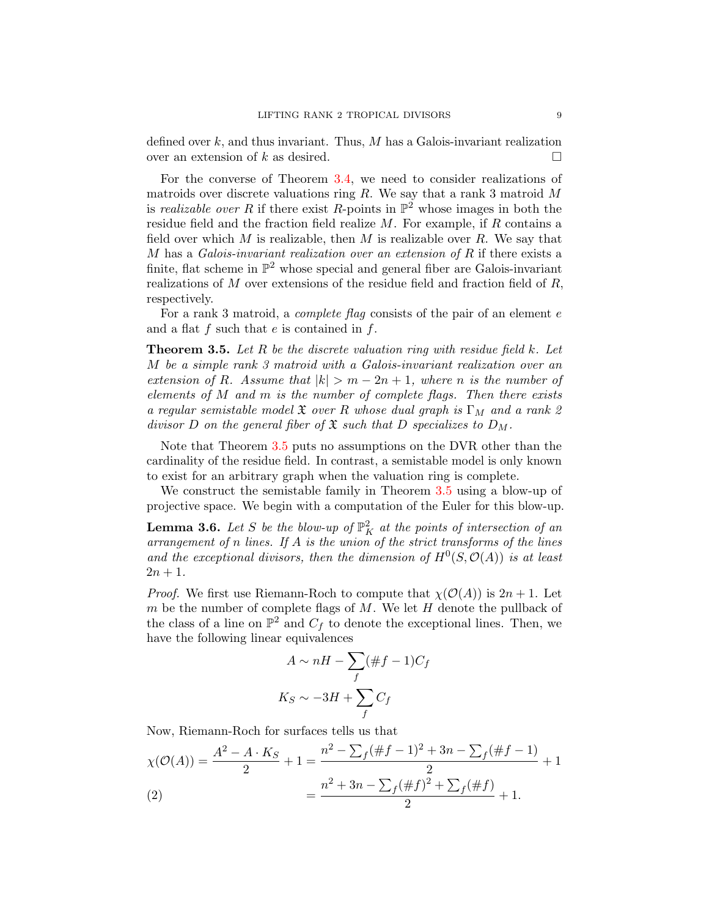defined over $k$, and thus invariant. Thus, $M$ has a Galois-invariant realization over an extension of $k$ as desired. □

For the converse of Theorem 3.4, we need to consider realizations of matroids over discrete valuations ring $R$. We say that a rank 3 matroid $M$ is *realizable over* $R$ if there exist $R$-points in $\mathbb{P}^2$ whose images in both the residue field and the fraction field realize $M$. For example, if $R$ contains a field over which $M$ is realizable, then $M$ is realizable over $R$. We say that $M$ has a *Galois-invariant realization over an extension of* $R$ if there exists a finite, flat scheme in $\mathbb{P}^2$ whose special and general fiber are Galois-invariant realizations of $M$ over extensions of the residue field and fraction field of $R$, respectively.

For a rank 3 matroid, a *complete flag* consists of the pair of an element $e$ and a flat $f$ such that $e$ is contained in $f$.

**Theorem 3.5.** *Let $R$ be the discrete valuation ring with residue field $k$. Let $M$ be a simple rank 3 matroid with a Galois-invariant realization over an extension of $R$. Assume that $|k| > m - 2n + 1$, where $n$ is the number of elements of $M$ and $m$ is the number of complete flags. Then there exists a regular semistable model $\mathfrak{X}$ over $R$ whose dual graph is $\Gamma_M$ and a rank 2 divisor $D$ on the general fiber of $\mathfrak{X}$ such that $D$ specializes to $D_M$.*

Note that Theorem 3.5 puts no assumptions on the DVR other than the cardinality of the residue field. In contrast, a semistable model is only known to exist for an arbitrary graph when the valuation ring is complete.

We construct the semistable family in Theorem 3.5 using a blow-up of projective space. We begin with a computation of the Euler for this blow-up.

**Lemma 3.6.** *Let $S$ be the blow-up of $\mathbb{P}^2_K$ at the points of intersection of an arrangement of $n$ lines. If $A$ is the union of the strict transforms of the lines and the exceptional divisors, then the dimension of $H^0(S, \mathcal{O}(A))$ is at least $2n + 1$.*

*Proof.* We first use Riemann-Roch to compute that $\chi(\mathcal{O}(A))$ is $2n + 1$. Let $m$ be the number of complete flags of $M$. We let $H$ denote the pullback of the class of a line on $\mathbb{P}^2$ and $C_f$ to denote the exceptional lines. Then, we have the following linear equivalences

$$A \sim nH - \sum_f (\#f - 1)C_f$$

$$K_S \sim -3H + \sum_f C_f$$

Now, Riemann-Roch for surfaces tells us that

$$\chi(\mathcal{O}(A)) = \frac{A^2 - A \cdot K_S}{2} + 1 = \frac{n^2 - \sum_f (\#f - 1)^2 + 3n - \sum_f (\#f - 1)}{2} + 1$$

$$= \frac{n^2 + 3n - \sum_f (\#f)^2 + \sum_f (\#f)}{2} + 1. \tag{2}$$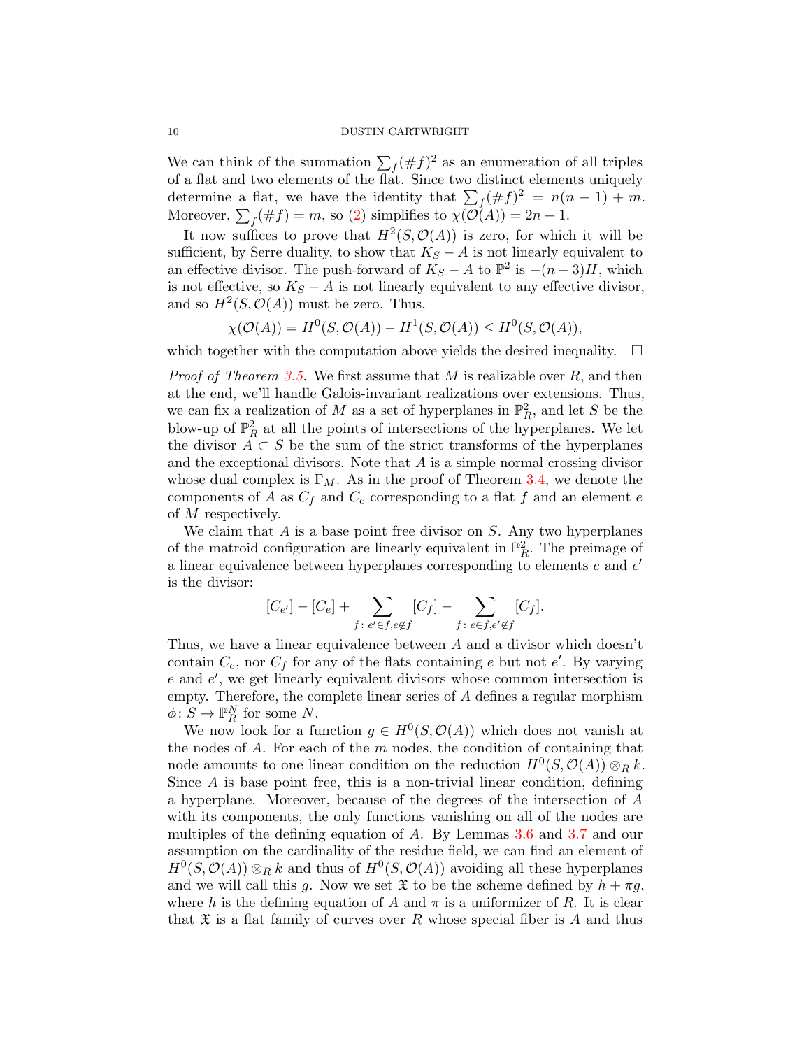We can think of the summation $\sum_f (\#f)^2$ as an enumeration of all triples of a flat and two elements of the flat. Since two distinct elements uniquely determine a flat, we have the identity that $\sum_f (\#f)^2 = n(n-1) + m$. Moreover, $\sum_f (\#f) = m$, so (2) simplifies to $\chi(\mathcal{O}(A)) = 2n + 1$.

It now suffices to prove that $H^2(S, \mathcal{O}(A))$ is zero, for which it will be sufficient, by Serre duality, to show that $K_S - A$ is not linearly equivalent to an effective divisor. The push-forward of $K_S - A$ to $\mathbb{P}^2$ is $-(n+3)H$, which is not effective, so $K_S - A$ is not linearly equivalent to any effective divisor, and so $H^2(S, \mathcal{O}(A))$ must be zero. Thus,

$$\chi(\mathcal{O}(A)) = H^0(S, \mathcal{O}(A)) - H^1(S, \mathcal{O}(A)) \leq H^0(S, \mathcal{O}(A)),$$

which together with the computation above yields the desired inequality. $\square$

*Proof of Theorem 3.5.* We first assume that $M$ is realizable over $R$, and then at the end, we'll handle Galois-invariant realizations over extensions. Thus, we can fix a realization of $M$ as a set of hyperplanes in $\mathbb{P}^2_R$, and let $S$ be the blow-up of $\mathbb{P}^2_R$ at all the points of intersections of the hyperplanes. We let the divisor $A \subset S$ be the sum of the strict transforms of the hyperplanes and the exceptional divisors. Note that $A$ is a simple normal crossing divisor whose dual complex is $\Gamma_M$. As in the proof of Theorem 3.4, we denote the components of $A$ as $C_f$ and $C_e$ corresponding to a flat $f$ and an element $e$ of $M$ respectively.

We claim that $A$ is a base point free divisor on $S$. Any two hyperplanes of the matroid configuration are linearly equivalent in $\mathbb{P}^2_R$. The preimage of a linear equivalence between hyperplanes corresponding to elements $e$ and $e'$ is the divisor:

$$[C_{e'}] - [C_e] + \sum_{f\colon e' \in f, e \notin f} [C_f] - \sum_{f\colon e \in f, e' \notin f} [C_f].$$

Thus, we have a linear equivalence between $A$ and a divisor which doesn't contain $C_e$, nor $C_f$ for any of the flats containing $e$ but not $e'$. By varying $e$ and $e'$, we get linearly equivalent divisors whose common intersection is empty. Therefore, the complete linear series of $A$ defines a regular morphism $\phi\colon S \to \mathbb{P}^N_R$ for some $N$.

We now look for a function $g \in H^0(S, \mathcal{O}(A))$ which does not vanish at the nodes of $A$. For each of the $m$ nodes, the condition of containing that node amounts to one linear condition on the reduction $H^0(S, \mathcal{O}(A)) \otimes_R k$. Since $A$ is base point free, this is a non-trivial linear condition, defining a hyperplane. Moreover, because of the degrees of the intersection of $A$ with its components, the only functions vanishing on all of the nodes are multiples of the defining equation of $A$. By Lemmas 3.6 and 3.7 and our assumption on the cardinality of the residue field, we can find an element of $H^0(S, \mathcal{O}(A)) \otimes_R k$ and thus of $H^0(S, \mathcal{O}(A))$ avoiding all these hyperplanes and we will call this $g$. Now we set $\mathfrak{X}$ to be the scheme defined by $h + \pi g$, where $h$ is the defining equation of $A$ and $\pi$ is a uniformizer of $R$. It is clear that $\mathfrak{X}$ is a flat family of curves over $R$ whose special fiber is $A$ and thus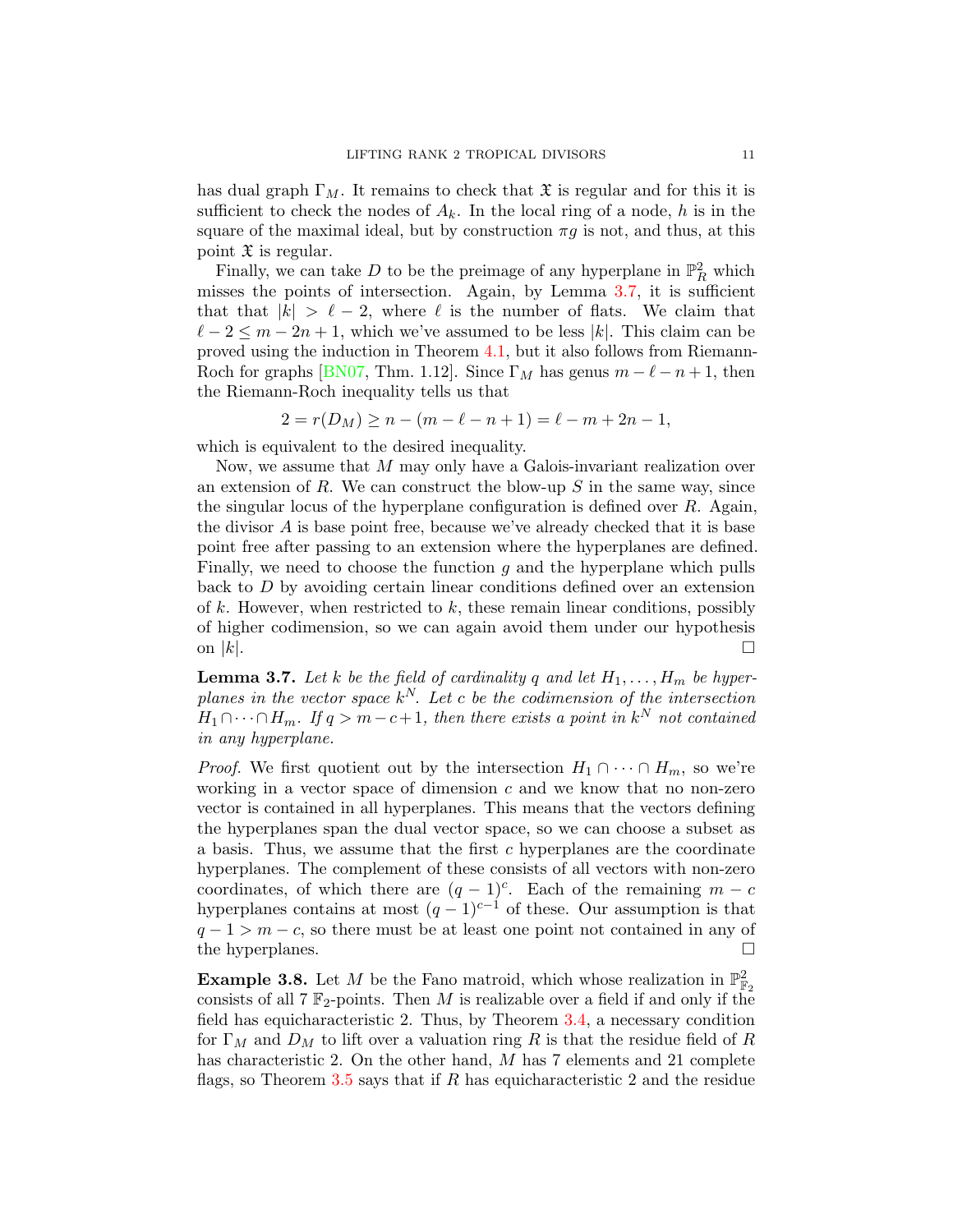has dual graph $\Gamma_M$. It remains to check that $\mathfrak{X}$ is regular and for this it is sufficient to check the nodes of $A_k$. In the local ring of a node, $h$ is in the square of the maximal ideal, but by construction $\pi g$ is not, and thus, at this point $\mathfrak{X}$ is regular.

Finally, we can take $D$ to be the preimage of any hyperplane in $\mathbb{P}^2_R$ which misses the points of intersection. Again, by Lemma 3.7, it is sufficient that that $|k| > \ell - 2$, where $\ell$ is the number of flats. We claim that $\ell - 2 \leq m - 2n + 1$, which we've assumed to be less $|k|$. This claim can be proved using the induction in Theorem 4.1, but it also follows from Riemann-Roch for graphs [BN07, Thm. 1.12]. Since $\Gamma_M$ has genus $m - \ell - n + 1$, then the Riemann-Roch inequality tells us that

$$2 = r(D_M) \geq n - (m - \ell - n + 1) = \ell - m + 2n - 1,$$

which is equivalent to the desired inequality.

Now, we assume that $M$ may only have a Galois-invariant realization over an extension of $R$. We can construct the blow-up $S$ in the same way, since the singular locus of the hyperplane configuration is defined over $R$. Again, the divisor $A$ is base point free, because we've already checked that it is base point free after passing to an extension where the hyperplanes are defined. Finally, we need to choose the function $g$ and the hyperplane which pulls back to $D$ by avoiding certain linear conditions defined over an extension of $k$. However, when restricted to $k$, these remain linear conditions, possibly of higher codimension, so we can again avoid them under our hypothesis on $|k|$. $\square$

**Lemma 3.7.** *Let $k$ be the field of cardinality $q$ and let $H_1, \ldots, H_m$ be hyperplanes in the vector space $k^N$. Let $c$ be the codimension of the intersection $H_1 \cap \cdots \cap H_m$. If $q > m - c + 1$, then there exists a point in $k^N$ not contained in any hyperplane.*

*Proof.* We first quotient out by the intersection $H_1 \cap \cdots \cap H_m$, so we're working in a vector space of dimension $c$ and we know that no non-zero vector is contained in all hyperplanes. This means that the vectors defining the hyperplanes span the dual vector space, so we can choose a subset as a basis. Thus, we assume that the first $c$ hyperplanes are the coordinate hyperplanes. The complement of these consists of all vectors with non-zero coordinates, of which there are $(q-1)^c$. Each of the remaining $m - c$ hyperplanes contains at most $(q-1)^{c-1}$ of these. Our assumption is that $q - 1 > m - c$, so there must be at least one point not contained in any of the hyperplanes. $\square$

**Example 3.8.** Let $M$ be the Fano matroid, which whose realization in $\mathbb{P}^2_{\mathbb{F}_2}$ consists of all 7 $\mathbb{F}_2$-points. Then $M$ is realizable over a field if and only if the field has equicharacteristic 2. Thus, by Theorem 3.4, a necessary condition for $\Gamma_M$ and $D_M$ to lift over a valuation ring $R$ is that the residue field of $R$ has characteristic 2. On the other hand, $M$ has 7 elements and 21 complete flags, so Theorem 3.5 says that if $R$ has equicharacteristic 2 and the residue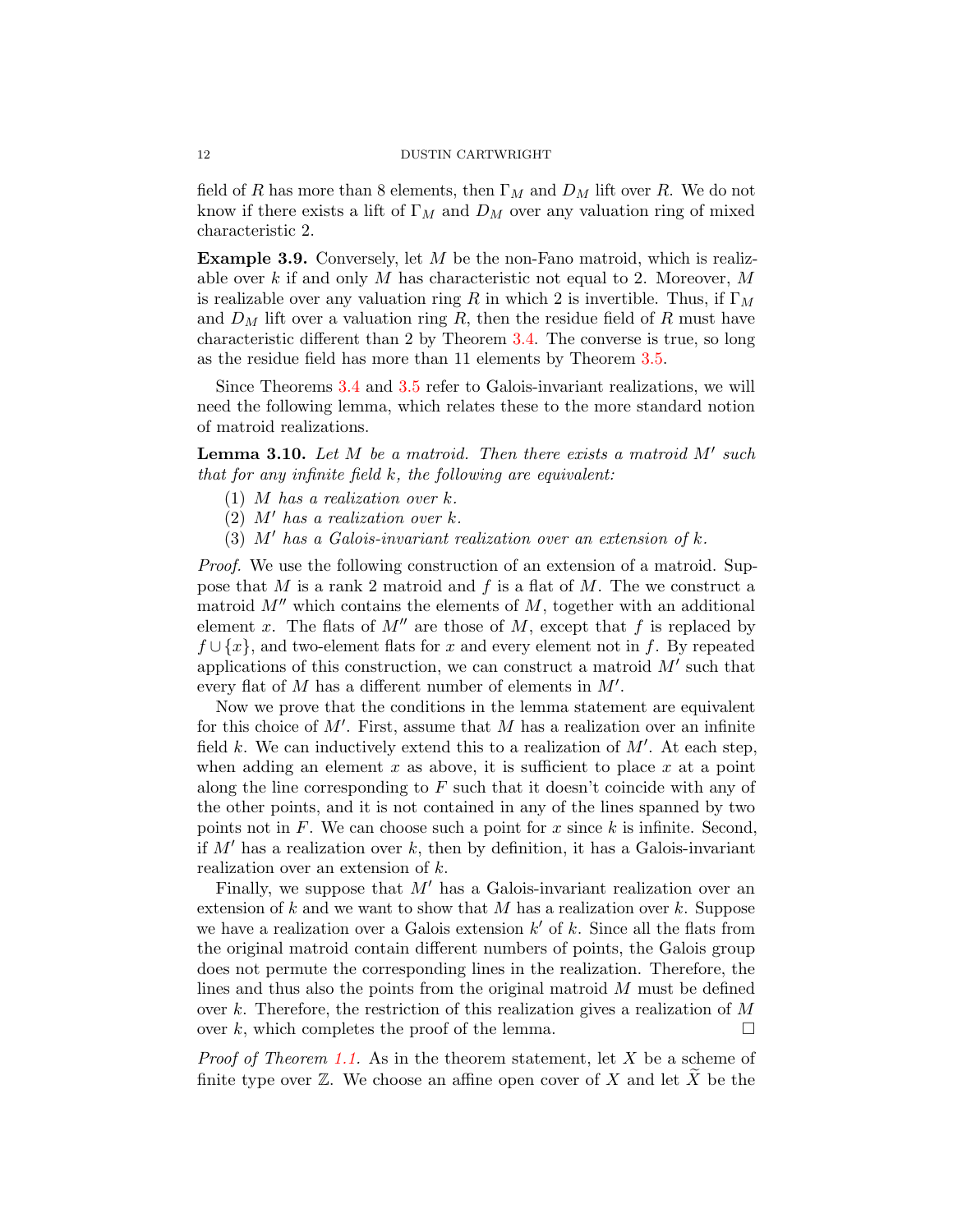field of $R$ has more than 8 elements, then $\Gamma_M$ and $D_M$ lift over $R$. We do not know if there exists a lift of $\Gamma_M$ and $D_M$ over any valuation ring of mixed characteristic 2.

**Example 3.9.** Conversely, let $M$ be the non-Fano matroid, which is realizable over $k$ if and only $M$ has characteristic not equal to 2. Moreover, $M$ is realizable over any valuation ring $R$ in which 2 is invertible. Thus, if $\Gamma_M$ and $D_M$ lift over a valuation ring $R$, then the residue field of $R$ must have characteristic different than 2 by Theorem 3.4. The converse is true, so long as the residue field has more than 11 elements by Theorem 3.5.

Since Theorems 3.4 and 3.5 refer to Galois-invariant realizations, we will need the following lemma, which relates these to the more standard notion of matroid realizations.

**Lemma 3.10.** *Let $M$ be a matroid. Then there exists a matroid $M'$ such that for any infinite field $k$, the following are equivalent:*

1. *$M$ has a realization over $k$.*
2. *$M'$ has a realization over $k$.*
3. *$M'$ has a Galois-invariant realization over an extension of $k$.*

*Proof.* We use the following construction of an extension of a matroid. Suppose that $M$ is a rank 2 matroid and $f$ is a flat of $M$. The we construct a matroid $M''$ which contains the elements of $M$, together with an additional element $x$. The flats of $M''$ are those of $M$, except that $f$ is replaced by $f \cup \{x\}$, and two-element flats for $x$ and every element not in $f$. By repeated applications of this construction, we can construct a matroid $M'$ such that every flat of $M$ has a different number of elements in $M'$.

Now we prove that the conditions in the lemma statement are equivalent for this choice of $M'$. First, assume that $M$ has a realization over an infinite field $k$. We can inductively extend this to a realization of $M'$. At each step, when adding an element $x$ as above, it is sufficient to place $x$ at a point along the line corresponding to $F$ such that it doesn't coincide with any of the other points, and it is not contained in any of the lines spanned by two points not in $F$. We can choose such a point for $x$ since $k$ is infinite. Second, if $M'$ has a realization over $k$, then by definition, it has a Galois-invariant realization over an extension of $k$.

Finally, we suppose that $M'$ has a Galois-invariant realization over an extension of $k$ and we want to show that $M$ has a realization over $k$. Suppose we have a realization over a Galois extension $k'$ of $k$. Since all the flats from the original matroid contain different numbers of points, the Galois group does not permute the corresponding lines in the realization. Therefore, the lines and thus also the points from the original matroid $M$ must be defined over $k$. Therefore, the restriction of this realization gives a realization of $M$ over $k$, which completes the proof of the lemma. □

*Proof of Theorem 1.1.* As in the theorem statement, let $X$ be a scheme of finite type over $\mathbb{Z}$. We choose an affine open cover of $X$ and let $\widetilde{X}$ be the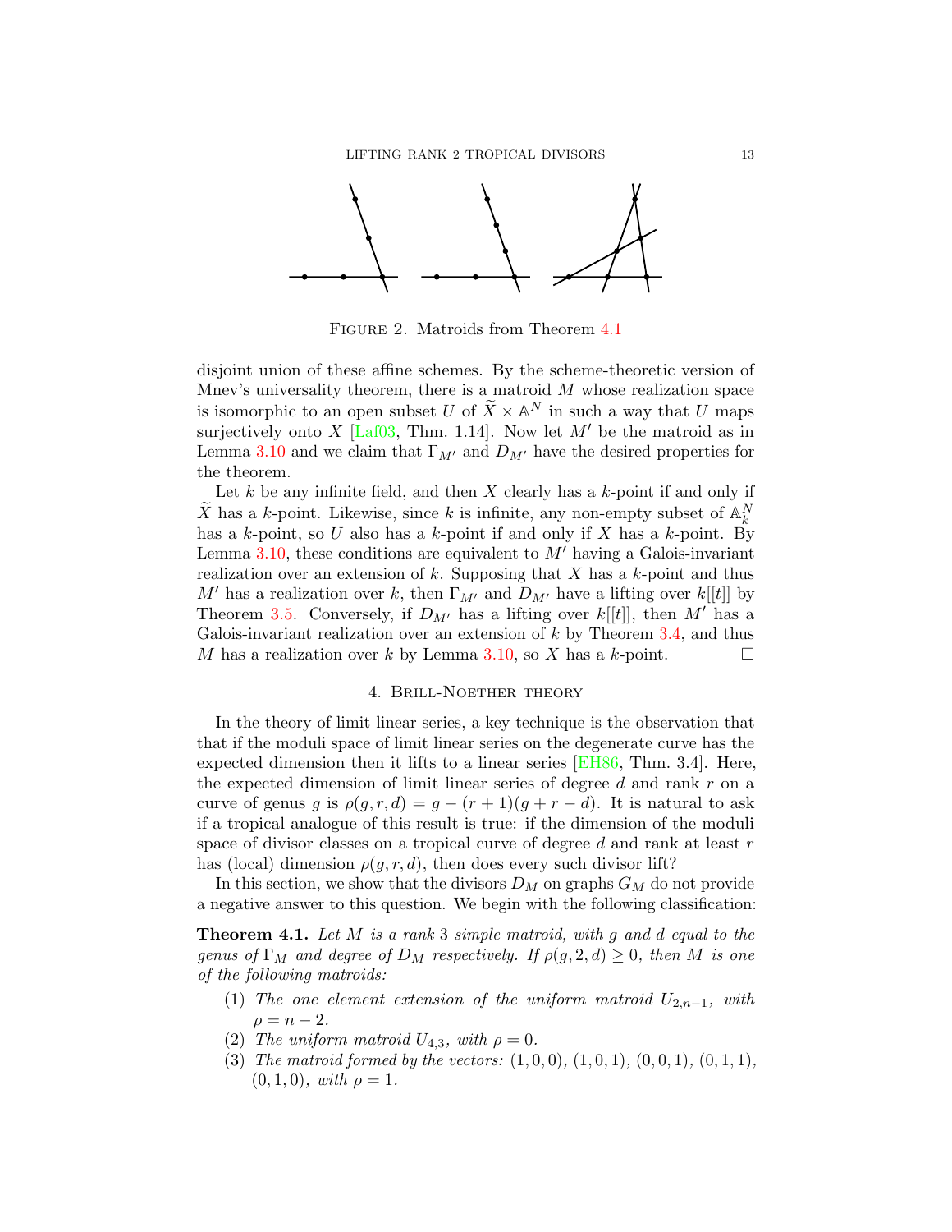FIGURE 2. Matroids from Theorem 4.1

disjoint union of these affine schemes. By the scheme-theoretic version of Mnev's universality theorem, there is a matroid $M$ whose realization space is isomorphic to an open subset $U$ of $\widetilde{X} \times \mathbb{A}^N$ in such a way that $U$ maps surjectively onto $X$ [Laf03, Thm. 1.14]. Now let $M'$ be the matroid as in Lemma 3.10 and we claim that $\Gamma_{M'}$ and $D_{M'}$ have the desired properties for the theorem.

Let $k$ be any infinite field, and then $X$ clearly has a $k$-point if and only if $\widetilde{X}$ has a $k$-point. Likewise, since $k$ is infinite, any non-empty subset of $\mathbb{A}^N_k$ has a $k$-point, so $U$ also has a $k$-point if and only if $X$ has a $k$-point. By Lemma 3.10, these conditions are equivalent to $M'$ having a Galois-invariant realization over an extension of $k$. Supposing that $X$ has a $k$-point and thus $M'$ has a realization over $k$, then $\Gamma_{M'}$ and $D_{M'}$ have a lifting over $k[[t]]$ by Theorem 3.5. Conversely, if $D_{M'}$ has a lifting over $k[[t]]$, then $M'$ has a Galois-invariant realization over an extension of $k$ by Theorem 3.4, and thus $M$ has a realization over $k$ by Lemma 3.10, so $X$ has a $k$-point. □

## 4. Brill-Noether theory

In the theory of limit linear series, a key technique is the observation that that if the moduli space of limit linear series on the degenerate curve has the expected dimension then it lifts to a linear series [EH86, Thm. 3.4]. Here, the expected dimension of limit linear series of degree $d$ and rank $r$ on a curve of genus $g$ is $\rho(g, r, d) = g - (r + 1)(g + r - d)$. It is natural to ask if a tropical analogue of this result is true: if the dimension of the moduli space of divisor classes on a tropical curve of degree $d$ and rank at least $r$ has (local) dimension $\rho(g, r, d)$, then does every such divisor lift?

In this section, we show that the divisors $D_M$ on graphs $G_M$ do not provide a negative answer to this question. We begin with the following classification:

**Theorem 4.1.** *Let $M$ is a rank 3 simple matroid, with $g$ and $d$ equal to the genus of $\Gamma_M$ and degree of $D_M$ respectively. If $\rho(g, 2, d) \geq 0$, then $M$ is one of the following matroids:*

1. *The one element extension of the uniform matroid $U_{2,n-1}$, with $\rho = n - 2$.*
2. *The uniform matroid $U_{4,3}$, with $\rho = 0$.*
3. *The matroid formed by the vectors: $(1, 0, 0)$, $(1, 0, 1)$, $(0, 0, 1)$, $(0, 1, 1)$, $(0, 1, 0)$, with $\rho = 1$.*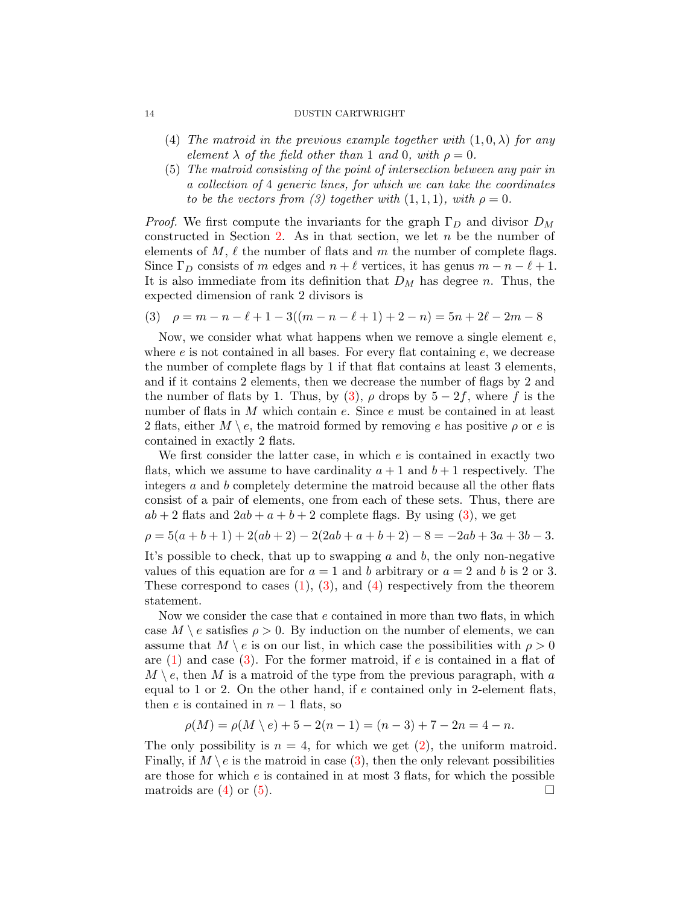(4) *The matroid in the previous example together with $(1, 0, \lambda)$ for any element $\lambda$ of the field other than 1 and 0, with $\rho = 0$.*

(5) *The matroid consisting of the point of intersection between any pair in a collection of 4 generic lines, for which we can take the coordinates to be the vectors from (3) together with $(1, 1, 1)$, with $\rho = 0$.*

*Proof.* We first compute the invariants for the graph $\Gamma_D$ and divisor $D_M$ constructed in Section 2. As in that section, we let $n$ be the number of elements of $M$, $\ell$ the number of flats and $m$ the number of complete flags. Since $\Gamma_D$ consists of $m$ edges and $n + \ell$ vertices, it has genus $m - n - \ell + 1$. It is also immediate from its definition that $D_M$ has degree $n$. Thus, the expected dimension of rank 2 divisors is

$$\rho = m - n - \ell + 1 - 3((m - n - \ell + 1) + 2 - n) = 5n + 2\ell - 2m - 8 \tag{3}$$

Now, we consider what what happens when we remove a single element $e$, where $e$ is not contained in all bases. For every flat containing $e$, we decrease the number of complete flags by 1 if that flat contains at least 3 elements, and if it contains 2 elements, then we decrease the number of flags by 2 and the number of flats by 1. Thus, by (3), $\rho$ drops by $5 - 2f$, where $f$ is the number of flats in $M$ which contain $e$. Since $e$ must be contained in at least 2 flats, either $M \setminus e$, the matroid formed by removing $e$ has positive $\rho$ or $e$ is contained in exactly 2 flats.

We first consider the latter case, in which $e$ is contained in exactly two flats, which we assume to have cardinality $a + 1$ and $b + 1$ respectively. The integers $a$ and $b$ completely determine the matroid because all the other flats consist of a pair of elements, one from each of these sets. Thus, there are $ab + 2$ flats and $2ab + a + b + 2$ complete flags. By using (3), we get

$$\rho = 5(a + b + 1) + 2(ab + 2) - 2(2ab + a + b + 2) - 8 = -2ab + 3a + 3b - 3.$$

It's possible to check, that up to swapping $a$ and $b$, the only non-negative values of this equation are for $a = 1$ and $b$ arbitrary or $a = 2$ and $b$ is 2 or 3. These correspond to cases (1), (3), and (4) respectively from the theorem statement.

Now we consider the case that $e$ contained in more than two flats, in which case $M \setminus e$ satisfies $\rho > 0$. By induction on the number of elements, we can assume that $M \setminus e$ is on our list, in which case the possibilities with $\rho > 0$ are (1) and case (3). For the former matroid, if $e$ is contained in a flat of $M \setminus e$, then $M$ is a matroid of the type from the previous paragraph, with $a$ equal to 1 or 2. On the other hand, if $e$ contained only in 2-element flats, then $e$ is contained in $n - 1$ flats, so

$$\rho(M) = \rho(M \setminus e) + 5 - 2(n - 1) = (n - 3) + 7 - 2n = 4 - n.$$

The only possibility is $n = 4$, for which we get (2), the uniform matroid. Finally, if $M \setminus e$ is the matroid in case (3), then the only relevant possibilities are those for which $e$ is contained in at most 3 flats, for which the possible matroids are (4) or (5). $\square$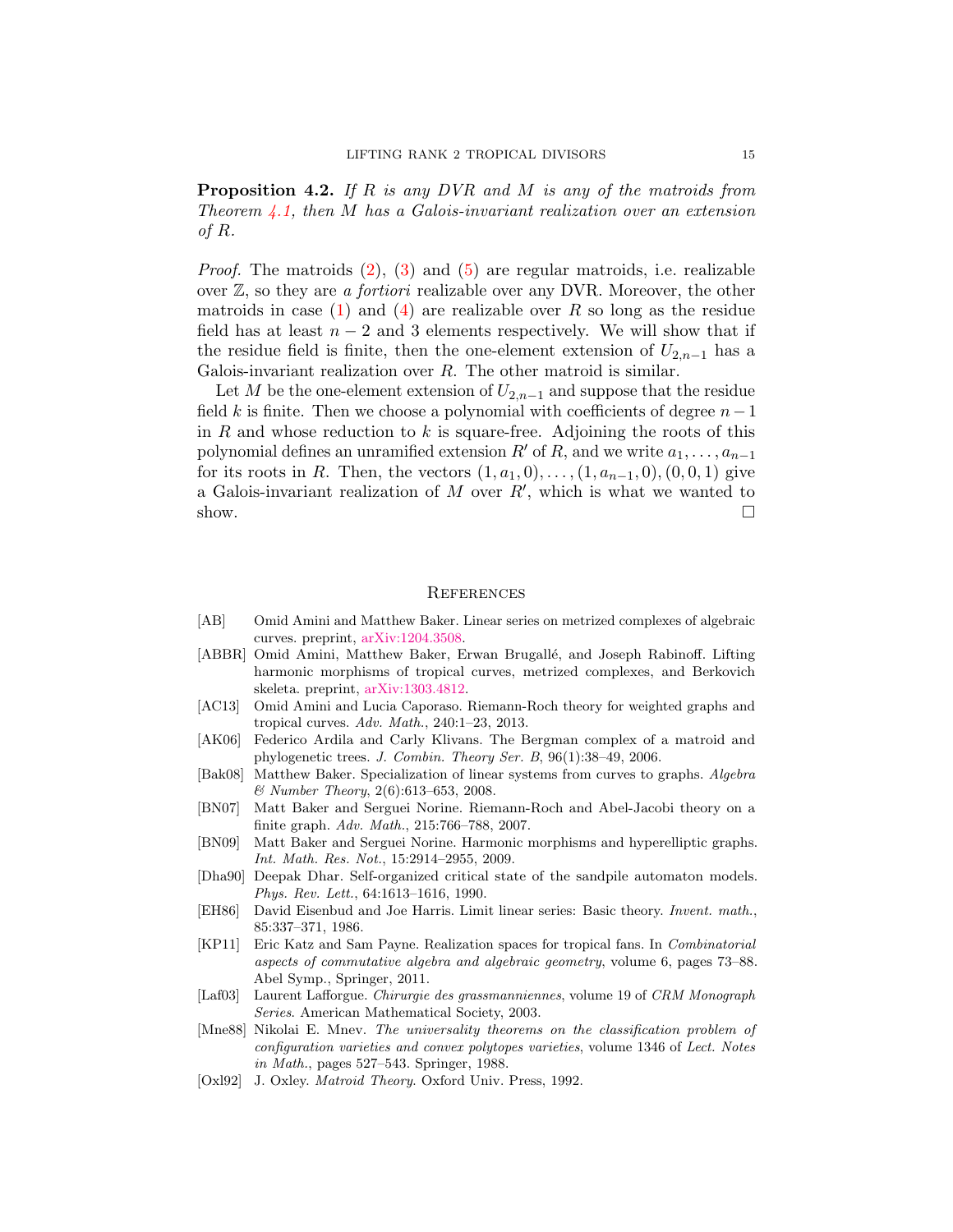**Proposition 4.2.** *If $R$ is any DVR and $M$ is any of the matroids from Theorem 4.1, then $M$ has a Galois-invariant realization over an extension of $R$.*

*Proof.* The matroids (2), (3) and (5) are regular matroids, i.e. realizable over $\mathbb{Z}$, so they are *a fortiori* realizable over any DVR. Moreover, the other matroids in case (1) and (4) are realizable over $R$ so long as the residue field has at least $n-2$ and 3 elements respectively. We will show that if the residue field is finite, then the one-element extension of $U_{2,n-1}$ has a Galois-invariant realization over $R$. The other matroid is similar.

Let $M$ be the one-element extension of $U_{2,n-1}$ and suppose that the residue field $k$ is finite. Then we choose a polynomial with coefficients of degree $n-1$ in $R$ and whose reduction to $k$ is square-free. Adjoining the roots of this polynomial defines an unramified extension $R'$ of $R$, and we write $a_1, \ldots, a_{n-1}$ for its roots in $R$. Then, the vectors $(1, a_1, 0), \ldots, (1, a_{n-1}, 0), (0, 0, 1)$ give a Galois-invariant realization of $M$ over $R'$, which is what we wanted to show. □

## References

- [AB] Omid Amini and Matthew Baker. Linear series on metrized complexes of algebraic curves. preprint, arXiv:1204.3508.
- [ABBR] Omid Amini, Matthew Baker, Erwan Brugallé, and Joseph Rabinoff. Lifting harmonic morphisms of tropical curves, metrized complexes, and Berkovich skeleta. preprint, arXiv:1303.4812.
- [AC13] Omid Amini and Lucia Caporaso. Riemann-Roch theory for weighted graphs and tropical curves. *Adv. Math.*, 240:1–23, 2013.
- [AK06] Federico Ardila and Carly Klivans. The Bergman complex of a matroid and phylogenetic trees. *J. Combin. Theory Ser. B*, 96(1):38–49, 2006.
- [Bak08] Matthew Baker. Specialization of linear systems from curves to graphs. *Algebra & Number Theory*, 2(6):613–653, 2008.
- [BN07] Matt Baker and Serguei Norine. Riemann-Roch and Abel-Jacobi theory on a finite graph. *Adv. Math.*, 215:766–788, 2007.
- [BN09] Matt Baker and Serguei Norine. Harmonic morphisms and hyperelliptic graphs. *Int. Math. Res. Not.*, 15:2914–2955, 2009.
- [Dha90] Deepak Dhar. Self-organized critical state of the sandpile automaton models. *Phys. Rev. Lett.*, 64:1613–1616, 1990.
- [EH86] David Eisenbud and Joe Harris. Limit linear series: Basic theory. *Invent. math.*, 85:337–371, 1986.
- [KP11] Eric Katz and Sam Payne. Realization spaces for tropical fans. In *Combinatorial aspects of commutative algebra and algebraic geometry*, volume 6, pages 73–88. Abel Symp., Springer, 2011.
- [Laf03] Laurent Lafforgue. *Chirurgie des grassmanniennes*, volume 19 of *CRM Monograph Series*. American Mathematical Society, 2003.
- [Mne88] Nikolai E. Mnev. *The universality theorems on the classification problem of configuration varieties and convex polytopes varieties*, volume 1346 of *Lect. Notes in Math.*, pages 527–543. Springer, 1988.
- [Oxl92] J. Oxley. *Matroid Theory*. Oxford Univ. Press, 1992.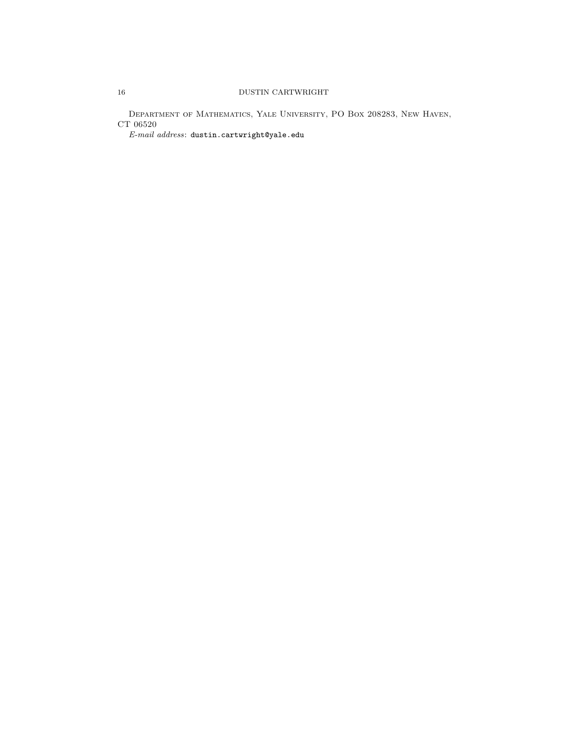Department of Mathematics, Yale University, PO Box 208283, New Haven, CT 06520

*E-mail address*: dustin.cartwright@yale.edu